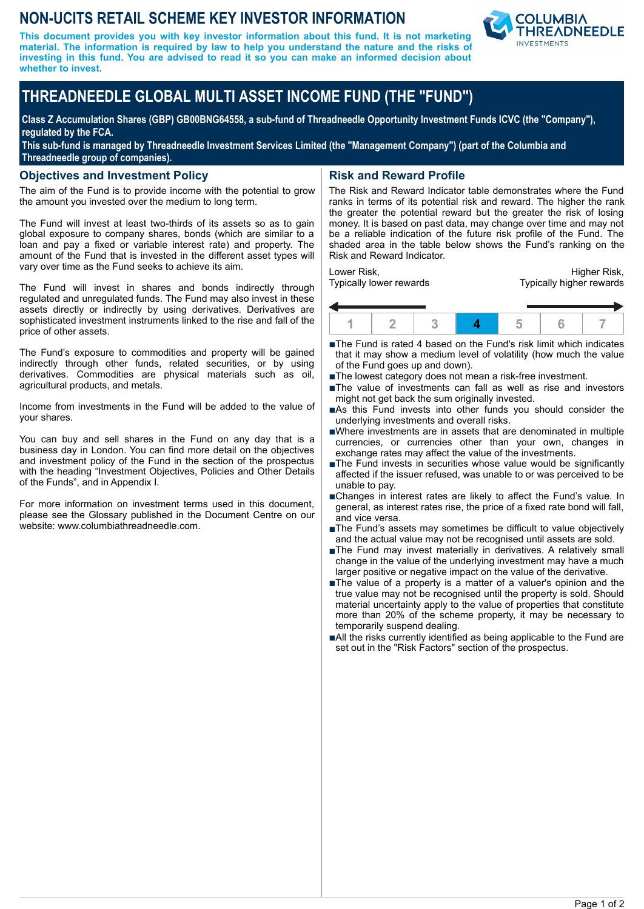# NON-UCITS RETAIL SCHEME KEY INVESTOR INFORMATION

**This document provides you with key investor information about this fund. It is not marketing material. The information is required by law to help you understand the nature and the risks of investing in this fund. You are advised to read it so you can make an informed decision about whether to invest.**

# THREADNEEDLE GLOBAL MULTI ASSET INCOME FUND (THE "FUND")

**Class Z Accumulation Shares (GBP) GB00BNG64558, a sub-fund of Threadneedle Opportunity Investment Funds ICVC (the "Company"), regulated by the FCA.**
**This sub-fund is managed by Threadneedle Investment Services Limited (the "Management Company") (part of the Columbia and Threadneedle group of companies).**

## Objectives and Investment Policy

The aim of the Fund is to provide income with the potential to grow the amount you invested over the medium to long term.

The Fund will invest at least two-thirds of its assets so as to gain global exposure to company shares, bonds (which are similar to a loan and pay a fixed or variable interest rate) and property. The amount of the Fund that is invested in the different asset types will vary over time as the Fund seeks to achieve its aim.

The Fund will invest in shares and bonds indirectly through regulated and unregulated funds. The Fund may also invest in these assets directly or indirectly by using derivatives. Derivatives are sophisticated investment instruments linked to the rise and fall of the price of other assets.

The Fund's exposure to commodities and property will be gained indirectly through other funds, related securities, or by using derivatives. Commodities are physical materials such as oil, agricultural products, and metals.

Income from investments in the Fund will be added to the value of your shares.

You can buy and sell shares in the Fund on any day that is a business day in London. You can find more detail on the objectives and investment policy of the Fund in the section of the prospectus with the heading "Investment Objectives, Policies and Other Details of the Funds", and in Appendix I.

For more information on investment terms used in this document, please see the Glossary published in the Document Centre on our website: www.columbiathreadneedle.com.

## Risk and Reward Profile

The Risk and Reward Indicator table demonstrates where the Fund ranks in terms of its potential risk and reward. The higher the rank the greater the potential reward but the greater the risk of losing money. It is based on past data, may change over time and may not be a reliable indication of the future risk profile of the Fund. The shaded area in the table below shows the Fund's ranking on the Risk and Reward Indicator.

Lower Risk, Typically lower rewards — Higher Risk, Typically higher rewards

| 1 | 2 | 3 | **4** | 5 | 6 | 7 |
|---|---|---|---|---|---|---|

- The Fund is rated 4 based on the Fund's risk limit which indicates that it may show a medium level of volatility (how much the value of the Fund goes up and down).
- The lowest category does not mean a risk-free investment.
- The value of investments can fall as well as rise and investors might not get back the sum originally invested.
- As this Fund invests into other funds you should consider the underlying investments and overall risks.
- Where investments are in assets that are denominated in multiple currencies, or currencies other than your own, changes in exchange rates may affect the value of the investments.
- The Fund invests in securities whose value would be significantly affected if the issuer refused, was unable to or was perceived to be unable to pay.
- Changes in interest rates are likely to affect the Fund's value. In general, as interest rates rise, the price of a fixed rate bond will fall, and vice versa.
- The Fund's assets may sometimes be difficult to value objectively and the actual value may not be recognised until assets are sold.
- The Fund may invest materially in derivatives. A relatively small change in the value of the underlying investment may have a much larger positive or negative impact on the value of the derivative.
- The value of a property is a matter of a valuer's opinion and the true value may not be recognised until the property is sold. Should material uncertainty apply to the value of properties that constitute more than 20% of the scheme property, it may be necessary to temporarily suspend dealing.
- All the risks currently identified as being applicable to the Fund are set out in the "Risk Factors" section of the prospectus.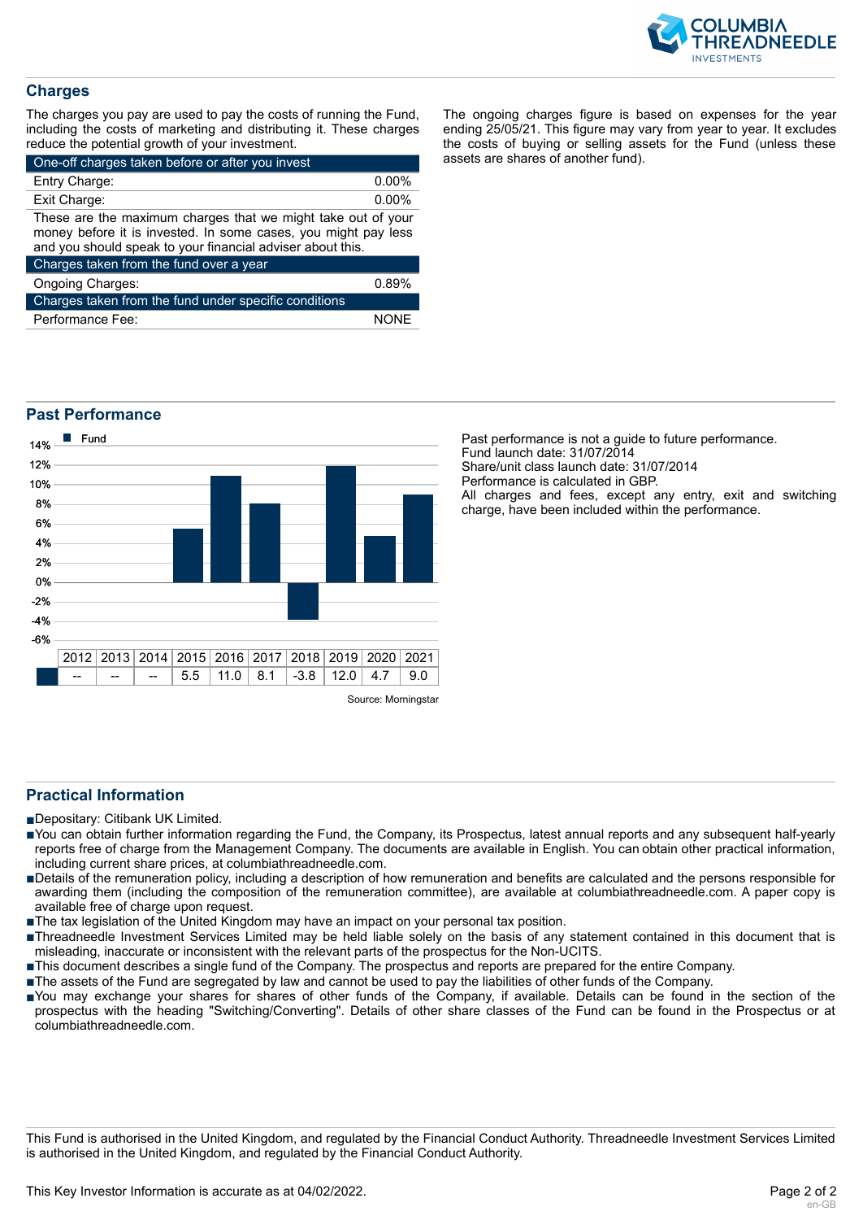## Charges

The charges you pay are used to pay the costs of running the Fund, including the costs of marketing and distributing it. These charges reduce the potential growth of your investment.

| One-off charges taken before or after you invest | |
|---|---|
| Entry Charge: | 0.00% |
| Exit Charge: | 0.00% |
| These are the maximum charges that we might take out of your money before it is invested. In some cases, you might pay less and you should speak to your financial adviser about this. | |
| **Charges taken from the fund over a year** | |
| Ongoing Charges: | 0.89% |
| **Charges taken from the fund under specific conditions** | |
| Performance Fee: | NONE |

The ongoing charges figure is based on expenses for the year ending 25/05/21. This figure may vary from year to year. It excludes the costs of buying or selling assets for the Fund (unless these assets are shares of another fund).

## Past Performance

Fund

14%
12%
10%
8%
6%
4%
2%
0%
-2%
-4%
-6%

2012 2013 2014 2015 2016 2017 2018 2019 2020 2021

-- -- -- 5.5 11.0 8.1 -3.8 12.0 4.7 9.0

Source: Morningstar

Past performance is not a guide to future performance.
Fund launch date: 31/07/2014
Share/unit class launch date: 31/07/2014
Performance is calculated in GBP.
All charges and fees, except any entry, exit and switching charge, have been included within the performance.

## Practical Information

- Depositary: Citibank UK Limited.
- You can obtain further information regarding the Fund, the Company, its Prospectus, latest annual reports and any subsequent half-yearly reports free of charge from the Management Company. The documents are available in English. You can obtain other practical information, including current share prices, at columbiathreadneedle.com.
- Details of the remuneration policy, including a description of how remuneration and benefits are calculated and the persons responsible for awarding them (including the composition of the remuneration committee), are available at columbiathreadneedle.com. A paper copy is available free of charge upon request.
- The tax legislation of the United Kingdom may have an impact on your personal tax position.
- Threadneedle Investment Services Limited may be held liable solely on the basis of any statement contained in this document that is misleading, inaccurate or inconsistent with the relevant parts of the prospectus for the Non-UCITS.
- This document describes a single fund of the Company. The prospectus and reports are prepared for the entire Company.
- The assets of the Fund are segregated by law and cannot be used to pay the liabilities of other funds of the Company.
- You may exchange your shares for shares of other funds of the Company, if available. Details can be found in the section of the prospectus with the heading "Switching/Converting". Details of other share classes of the Fund can be found in the Prospectus or at columbiathreadneedle.com.

This Fund is authorised in the United Kingdom, and regulated by the Financial Conduct Authority. Threadneedle Investment Services Limited is authorised in the United Kingdom, and regulated by the Financial Conduct Authority.

This Key Investor Information is accurate as at 04/02/2022.